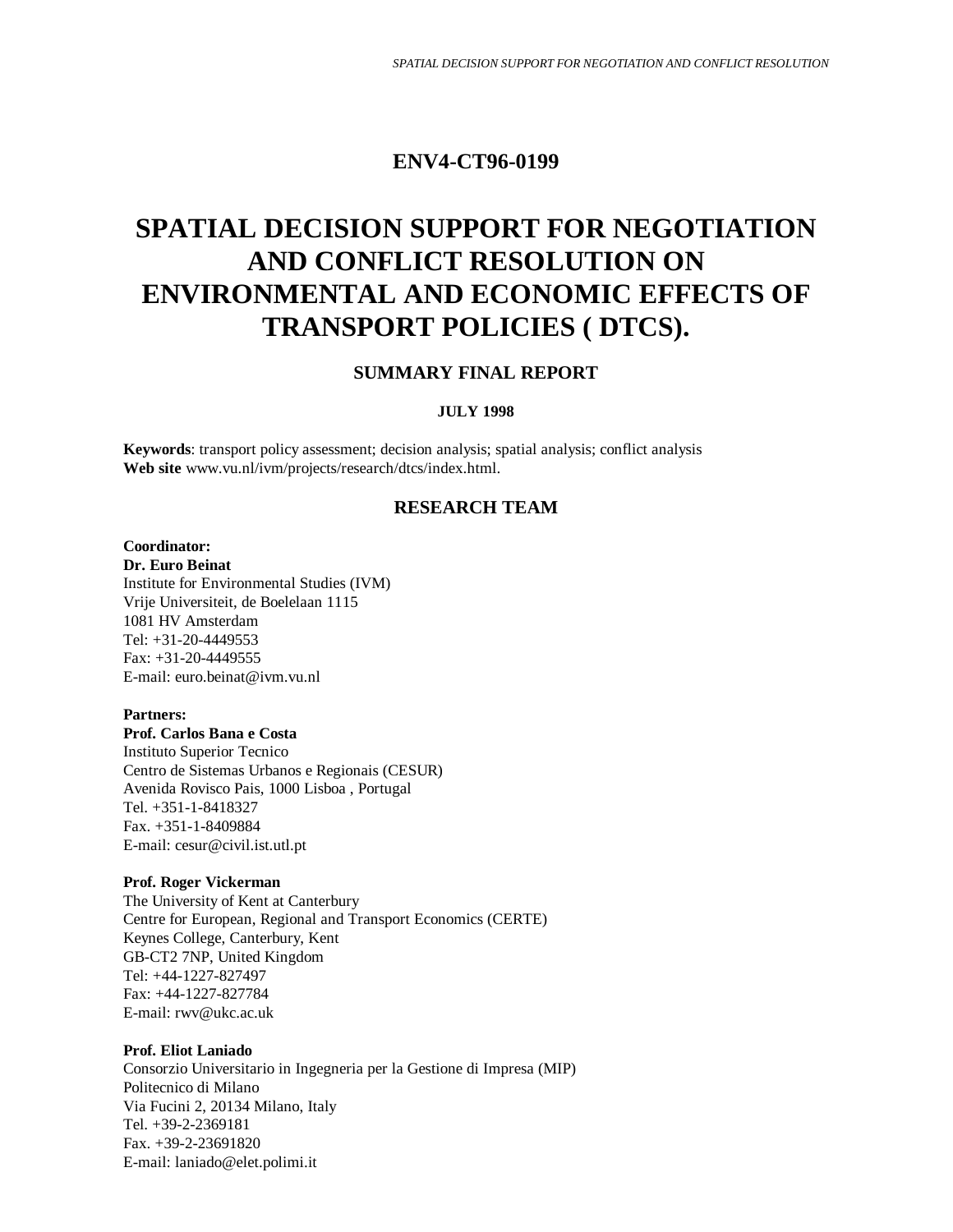## ENV4-CT96-0199

# SPATIAL DECISION SUPPORT FOR NEGOTIATION AND CONFLICT RESOLUTION ON ENVIRONMENTAL AND ECONOMIC EFFECTS OF TRANSPORT POLICIES ( DTCS).

### SUMMARY FINAL REPORT

**JULY 1998**

**Keywords**: transport policy assessment; decision analysis; spatial analysis; conflict analysis
**Web site** www.vu.nl/ivm/projects/research/dtcs/index.html.

### RESEARCH TEAM

**Coordinator:**
**Dr. Euro Beinat**
Institute for Environmental Studies (IVM)
Vrije Universiteit, de Boelelaan 1115
1081 HV Amsterdam
Tel: +31-20-4449553
Fax: +31-20-4449555
E-mail: euro.beinat@ivm.vu.nl

**Partners:**
**Prof. Carlos Bana e Costa**
Instituto Superior Tecnico
Centro de Sistemas Urbanos e Regionais (CESUR)
Avenida Rovisco Pais, 1000 Lisboa , Portugal
Tel. +351-1-8418327
Fax. +351-1-8409884
E-mail: cesur@civil.ist.utl.pt

**Prof. Roger Vickerman**
The University of Kent at Canterbury
Centre for European, Regional and Transport Economics (CERTE)
Keynes College, Canterbury, Kent
GB-CT2 7NP, United Kingdom
Tel: +44-1227-827497
Fax: +44-1227-827784
E-mail: rwv@ukc.ac.uk

**Prof. Eliot Laniado**
Consorzio Universitario in Ingegneria per la Gestione di Impresa (MIP)
Politecnico di Milano
Via Fucini 2, 20134 Milano, Italy
Tel. +39-2-2369181
Fax. +39-2-23691820
E-mail: laniado@elet.polimi.it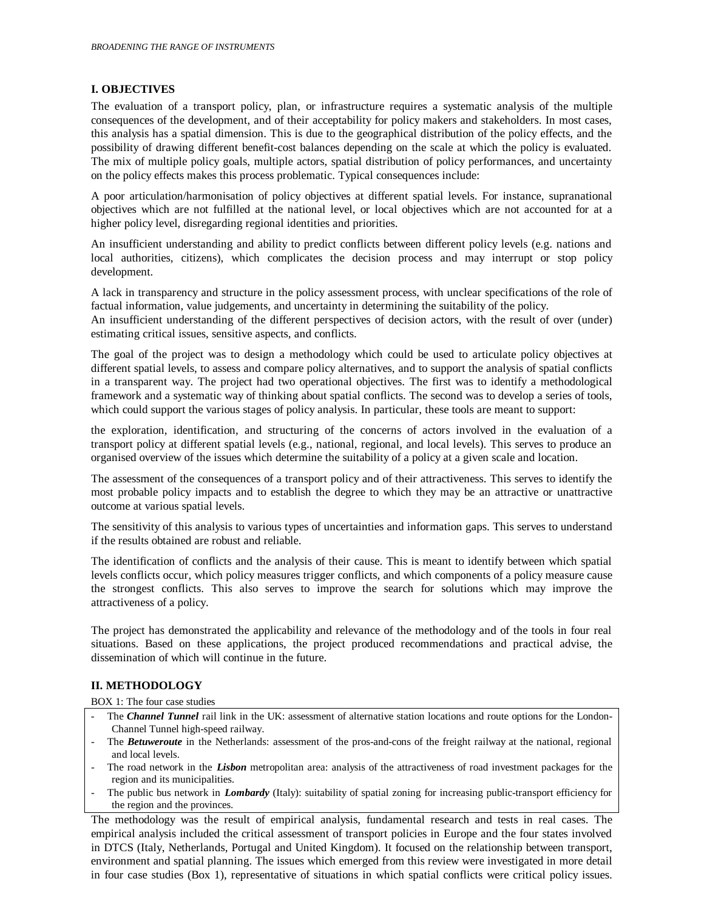## I. OBJECTIVES

The evaluation of a transport policy, plan, or infrastructure requires a systematic analysis of the multiple consequences of the development, and of their acceptability for policy makers and stakeholders. In most cases, this analysis has a spatial dimension. This is due to the geographical distribution of the policy effects, and the possibility of drawing different benefit-cost balances depending on the scale at which the policy is evaluated. The mix of multiple policy goals, multiple actors, spatial distribution of policy performances, and uncertainty on the policy effects makes this process problematic. Typical consequences include:

A poor articulation/harmonisation of policy objectives at different spatial levels. For instance, supranational objectives which are not fulfilled at the national level, or local objectives which are not accounted for at a higher policy level, disregarding regional identities and priorities.

An insufficient understanding and ability to predict conflicts between different policy levels (e.g. nations and local authorities, citizens), which complicates the decision process and may interrupt or stop policy development.

A lack in transparency and structure in the policy assessment process, with unclear specifications of the role of factual information, value judgements, and uncertainty in determining the suitability of the policy.
An insufficient understanding of the different perspectives of decision actors, with the result of over (under) estimating critical issues, sensitive aspects, and conflicts.

The goal of the project was to design a methodology which could be used to articulate policy objectives at different spatial levels, to assess and compare policy alternatives, and to support the analysis of spatial conflicts in a transparent way. The project had two operational objectives. The first was to identify a methodological framework and a systematic way of thinking about spatial conflicts. The second was to develop a series of tools, which could support the various stages of policy analysis. In particular, these tools are meant to support:

the exploration, identification, and structuring of the concerns of actors involved in the evaluation of a transport policy at different spatial levels (e.g., national, regional, and local levels). This serves to produce an organised overview of the issues which determine the suitability of a policy at a given scale and location.

The assessment of the consequences of a transport policy and of their attractiveness. This serves to identify the most probable policy impacts and to establish the degree to which they may be an attractive or unattractive outcome at various spatial levels.

The sensitivity of this analysis to various types of uncertainties and information gaps. This serves to understand if the results obtained are robust and reliable.

The identification of conflicts and the analysis of their cause. This is meant to identify between which spatial levels conflicts occur, which policy measures trigger conflicts, and which components of a policy measure cause the strongest conflicts. This also serves to improve the search for solutions which may improve the attractiveness of a policy.

The project has demonstrated the applicability and relevance of the methodology and of the tools in four real situations. Based on these applications, the project produced recommendations and practical advise, the dissemination of which will continue in the future.

## II. METHODOLOGY

BOX 1: The four case studies

- The ***Channel Tunnel*** rail link in the UK: assessment of alternative station locations and route options for the London-Channel Tunnel high-speed railway.
- The ***Betuweroute*** in the Netherlands: assessment of the pros-and-cons of the freight railway at the national, regional and local levels.
- The road network in the ***Lisbon*** metropolitan area: analysis of the attractiveness of road investment packages for the region and its municipalities.
- The public bus network in ***Lombardy*** (Italy): suitability of spatial zoning for increasing public-transport efficiency for the region and the provinces.

The methodology was the result of empirical analysis, fundamental research and tests in real cases. The empirical analysis included the critical assessment of transport policies in Europe and the four states involved in DTCS (Italy, Netherlands, Portugal and United Kingdom). It focused on the relationship between transport, environment and spatial planning. The issues which emerged from this review were investigated in more detail in four case studies (Box 1), representative of situations in which spatial conflicts were critical policy issues.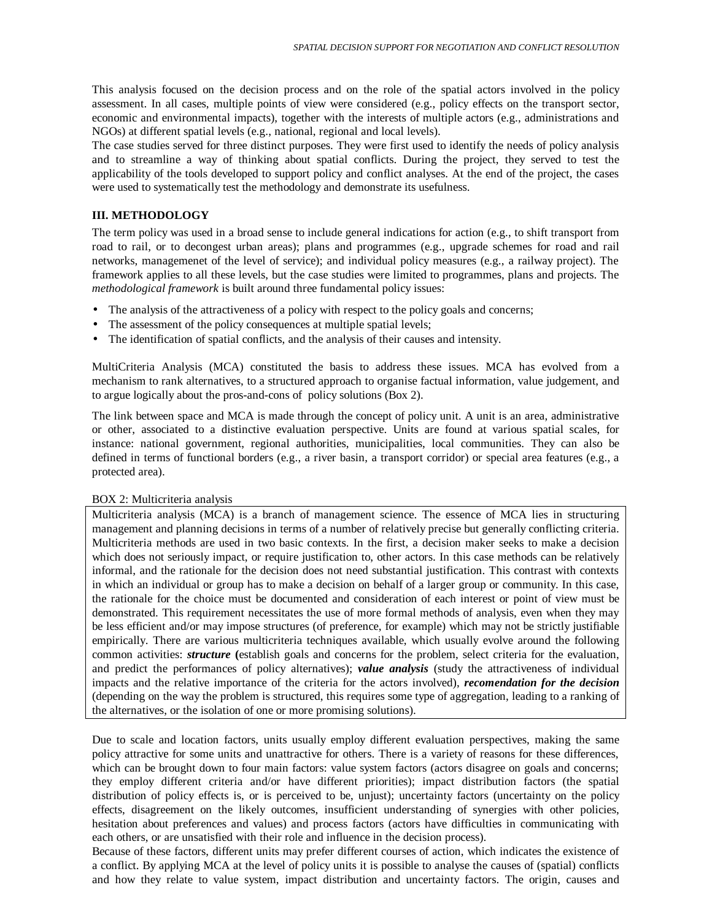This analysis focused on the decision process and on the role of the spatial actors involved in the policy assessment. In all cases, multiple points of view were considered (e.g., policy effects on the transport sector, economic and environmental impacts), together with the interests of multiple actors (e.g., administrations and NGOs) at different spatial levels (e.g., national, regional and local levels).

The case studies served for three distinct purposes. They were first used to identify the needs of policy analysis and to streamline a way of thinking about spatial conflicts. During the project, they served to test the applicability of the tools developed to support policy and conflict analyses. At the end of the project, the cases were used to systematically test the methodology and demonstrate its usefulness.

## III. METHODOLOGY

The term policy was used in a broad sense to include general indications for action (e.g., to shift transport from road to rail, or to decongest urban areas); plans and programmes (e.g., upgrade schemes for road and rail networks, managemenet of the level of service); and individual policy measures (e.g., a railway project). The framework applies to all these levels, but the case studies were limited to programmes, plans and projects. The *methodological framework* is built around three fundamental policy issues:

- The analysis of the attractiveness of a policy with respect to the policy goals and concerns;
- The assessment of the policy consequences at multiple spatial levels;
- The identification of spatial conflicts, and the analysis of their causes and intensity.

MultiCriteria Analysis (MCA) constituted the basis to address these issues. MCA has evolved from a mechanism to rank alternatives, to a structured approach to organise factual information, value judgement, and to argue logically about the pros-and-cons of policy solutions (Box 2).

The link between space and MCA is made through the concept of policy unit. A unit is an area, administrative or other, associated to a distinctive evaluation perspective. Units are found at various spatial scales, for instance: national government, regional authorities, municipalities, local communities. They can also be defined in terms of functional borders (e.g., a river basin, a transport corridor) or special area features (e.g., a protected area).

BOX 2: Multicriteria analysis

> Multicriteria analysis (MCA) is a branch of management science. The essence of MCA lies in structuring management and planning decisions in terms of a number of relatively precise but generally conflicting criteria. Multicriteria methods are used in two basic contexts. In the first, a decision maker seeks to make a decision which does not seriously impact, or require justification to, other actors. In this case methods can be relatively informal, and the rationale for the decision does not need substantial justification. This contrast with contexts in which an individual or group has to make a decision on behalf of a larger group or community. In this case, the rationale for the choice must be documented and consideration of each interest or point of view must be demonstrated. This requirement necessitates the use of more formal methods of analysis, even when they may be less efficient and/or may impose structures (of preference, for example) which may not be strictly justifiable empirically. There are various multicriteria techniques available, which usually evolve around the following common activities: ***structure*** **(**establish goals and concerns for the problem, select criteria for the evaluation, and predict the performances of policy alternatives); ***value analysis*** (study the attractiveness of individual impacts and the relative importance of the criteria for the actors involved), ***recomendation for the decision*** (depending on the way the problem is structured, this requires some type of aggregation, leading to a ranking of the alternatives, or the isolation of one or more promising solutions).

Due to scale and location factors, units usually employ different evaluation perspectives, making the same policy attractive for some units and unattractive for others. There is a variety of reasons for these differences, which can be brought down to four main factors: value system factors (actors disagree on goals and concerns; they employ different criteria and/or have different priorities); impact distribution factors (the spatial distribution of policy effects is, or is perceived to be, unjust); uncertainty factors (uncertainty on the policy effects, disagreement on the likely outcomes, insufficient understanding of synergies with other policies, hesitation about preferences and values) and process factors (actors have difficulties in communicating with each others, or are unsatisfied with their role and influence in the decision process).

Because of these factors, different units may prefer different courses of action, which indicates the existence of a conflict. By applying MCA at the level of policy units it is possible to analyse the causes of (spatial) conflicts and how they relate to value system, impact distribution and uncertainty factors. The origin, causes and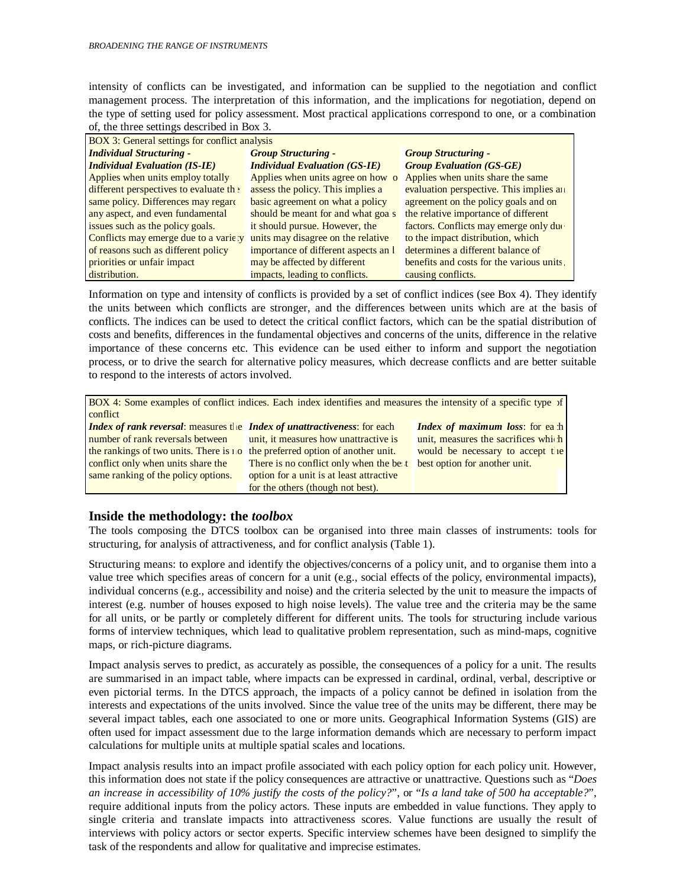intensity of conflicts can be investigated, and information can be supplied to the negotiation and conflict management process. The interpretation of this information, and the implications for negotiation, depend on the type of setting used for policy assessment. Most practical applications correspond to one, or a combination of, the three settings described in Box 3.

| BOX 3: General settings for conflict analysis | | |
|---|---|---|
| ***Individual Structuring - Individual Evaluation (IS-IE)*** | ***Group Structuring - Individual Evaluation (GS-IE)*** | ***Group Structuring - Group Evaluation (GS-GE)*** |
| Applies when units employ totally different perspectives to evaluate the same policy. Differences may regard any aspect, and even fundamental issues such as the policy goals. Conflicts may emerge due to a variety of reasons such as different policy priorities or unfair impact distribution. | Applies when units agree on how to assess the policy. This implies a basic agreement on what a policy should be meant for and what goals it should pursue. However, the units may disagree on the relative importance of different aspects and may be affected by different impacts, leading to conflicts. | Applies when units share the same evaluation perspective. This implies an agreement on the policy goals and on the relative importance of different factors. Conflicts may emerge only due to the impact distribution, which determines a different balance of benefits and costs for the various units, causing conflicts. |

Information on type and intensity of conflicts is provided by a set of conflict indices (see Box 4). They identify the units between which conflicts are stronger, and the differences between units which are at the basis of conflicts. The indices can be used to detect the critical conflict factors, which can be the spatial distribution of costs and benefits, differences in the fundamental objectives and concerns of the units, difference in the relative importance of these concerns etc. This evidence can be used either to inform and support the negotiation process, or to drive the search for alternative policy measures, which decrease conflicts and are better suitable to respond to the interests of actors involved.

| BOX 4: Some examples of conflict indices. Each index identifies and measures the intensity of a specific type of conflict | | |
|---|---|---|
| ***Index of rank reversal***: measures the number of rank reversals between the rankings of two units. There is no conflict only when units share the same ranking of the policy options. | ***Index of unattractiveness***: for each unit, it measures how unattractive is the preferred option of another unit. There is no conflict only when the best option for a unit is at least attractive for the others (though not best). | ***Index of maximum loss***: for each unit, measures the sacrifices which would be necessary to accept the best option for another unit. |

## Inside the methodology: the *toolbox*

The tools composing the DTCS toolbox can be organised into three main classes of instruments: tools for structuring, for analysis of attractiveness, and for conflict analysis (Table 1).

Structuring means: to explore and identify the objectives/concerns of a policy unit, and to organise them into a value tree which specifies areas of concern for a unit (e.g., social effects of the policy, environmental impacts), individual concerns (e.g., accessibility and noise) and the criteria selected by the unit to measure the impacts of interest (e.g. number of houses exposed to high noise levels). The value tree and the criteria may be the same for all units, or be partly or completely different for different units. The tools for structuring include various forms of interview techniques, which lead to qualitative problem representation, such as mind-maps, cognitive maps, or rich-picture diagrams.

Impact analysis serves to predict, as accurately as possible, the consequences of a policy for a unit. The results are summarised in an impact table, where impacts can be expressed in cardinal, ordinal, verbal, descriptive or even pictorial terms. In the DTCS approach, the impacts of a policy cannot be defined in isolation from the interests and expectations of the units involved. Since the value tree of the units may be different, there may be several impact tables, each one associated to one or more units. Geographical Information Systems (GIS) are often used for impact assessment due to the large information demands which are necessary to perform impact calculations for multiple units at multiple spatial scales and locations.

Impact analysis results into an impact profile associated with each policy option for each policy unit. However, this information does not state if the policy consequences are attractive or unattractive. Questions such as "*Does an increase in accessibility of 10% justify the costs of the policy?*", or "*Is a land take of 500 ha acceptable?*", require additional inputs from the policy actors. These inputs are embedded in value functions. They apply to single criteria and translate impacts into attractiveness scores. Value functions are usually the result of interviews with policy actors or sector experts. Specific interview schemes have been designed to simplify the task of the respondents and allow for qualitative and imprecise estimates.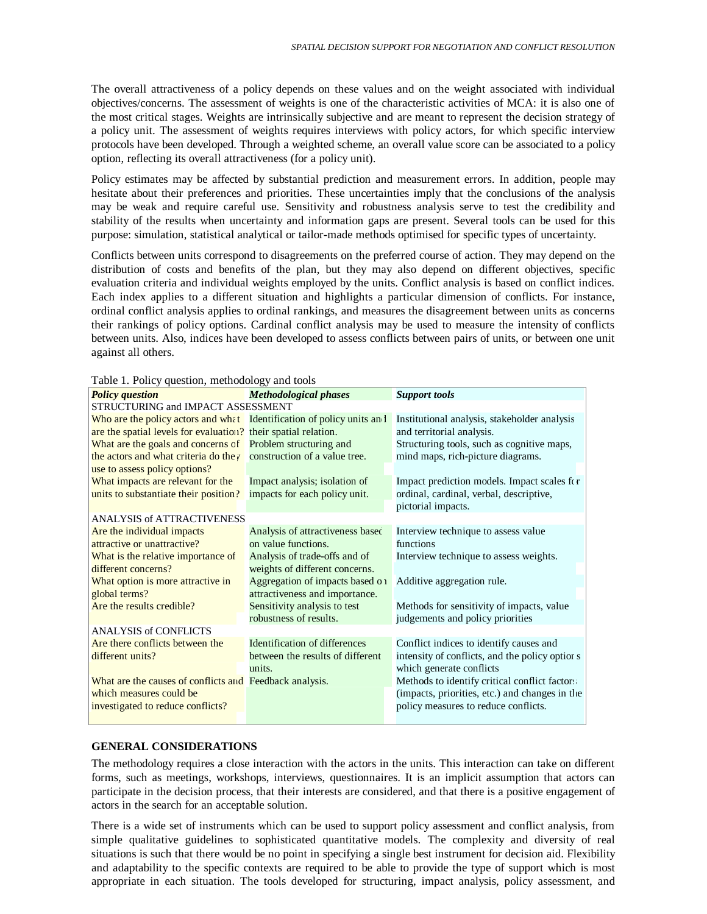The overall attractiveness of a policy depends on these values and on the weight associated with individual objectives/concerns. The assessment of weights is one of the characteristic activities of MCA: it is also one of the most critical stages. Weights are intrinsically subjective and are meant to represent the decision strategy of a policy unit. The assessment of weights requires interviews with policy actors, for which specific interview protocols have been developed. Through a weighted scheme, an overall value score can be associated to a policy option, reflecting its overall attractiveness (for a policy unit).

Policy estimates may be affected by substantial prediction and measurement errors. In addition, people may hesitate about their preferences and priorities. These uncertainties imply that the conclusions of the analysis may be weak and require careful use. Sensitivity and robustness analysis serve to test the credibility and stability of the results when uncertainty and information gaps are present. Several tools can be used for this purpose: simulation, statistical analytical or tailor-made methods optimised for specific types of uncertainty.

Conflicts between units correspond to disagreements on the preferred course of action. They may depend on the distribution of costs and benefits of the plan, but they may also depend on different objectives, specific evaluation criteria and individual weights employed by the units. Conflict analysis is based on conflict indices. Each index applies to a different situation and highlights a particular dimension of conflicts. For instance, ordinal conflict analysis applies to ordinal rankings, and measures the disagreement between units as concerns their rankings of policy options. Cardinal conflict analysis may be used to measure the intensity of conflicts between units. Also, indices have been developed to assess conflicts between pairs of units, or between one unit against all others.

Table 1. Policy question, methodology and tools

| ***Policy question*** | ***Methodological phases*** | ***Support tools*** |
|---|---|---|
| STRUCTURING and IMPACT ASSESSMENT | | |
| Who are the policy actors and what are the spatial levels for evaluation? | Identification of policy units and their spatial relation. | Institutional analysis, stakeholder analysis and territorial analysis. |
| What are the goals and concerns of the actors and what criteria do they use to assess policy options? | Problem structuring and construction of a value tree. | Structuring tools, such as cognitive maps, mind maps, rich-picture diagrams. |
| What impacts are relevant for the units to substantiate their position? | Impact analysis; isolation of impacts for each policy unit. | Impact prediction models. Impact scales for ordinal, cardinal, verbal, descriptive, pictorial impacts. |
| ANALYSIS of ATTRACTIVENESS | | |
| Are the individual impacts attractive or unattractive? | Analysis of attractiveness based on value functions. | Interview technique to assess value functions |
| What is the relative importance of different concerns? | Analysis of trade-offs and of weights of different concerns. | Interview technique to assess weights. |
| What option is more attractive in global terms? | Aggregation of impacts based on attractiveness and importance. | Additive aggregation rule. |
| Are the results credible? | Sensitivity analysis to test robustness of results. | Methods for sensitivity of impacts, value judgements and policy priorities |
| ANALYSIS of CONFLICTS | | |
| Are there conflicts between the different units? | Identification of differences between the results of different units. | Conflict indices to identify causes and intensity of conflicts, and the policy options which generate conflicts |
| What are the causes of conflicts and which measures could be investigated to reduce conflicts? | Feedback analysis. | Methods to identify critical conflict factors (impacts, priorities, etc.) and changes in the policy measures to reduce conflicts. |

## GENERAL CONSIDERATIONS

The methodology requires a close interaction with the actors in the units. This interaction can take on different forms, such as meetings, workshops, interviews, questionnaires. It is an implicit assumption that actors can participate in the decision process, that their interests are considered, and that there is a positive engagement of actors in the search for an acceptable solution.

There is a wide set of instruments which can be used to support policy assessment and conflict analysis, from simple qualitative guidelines to sophisticated quantitative models. The complexity and diversity of real situations is such that there would be no point in specifying a single best instrument for decision aid. Flexibility and adaptability to the specific contexts are required to be able to provide the type of support which is most appropriate in each situation. The tools developed for structuring, impact analysis, policy assessment, and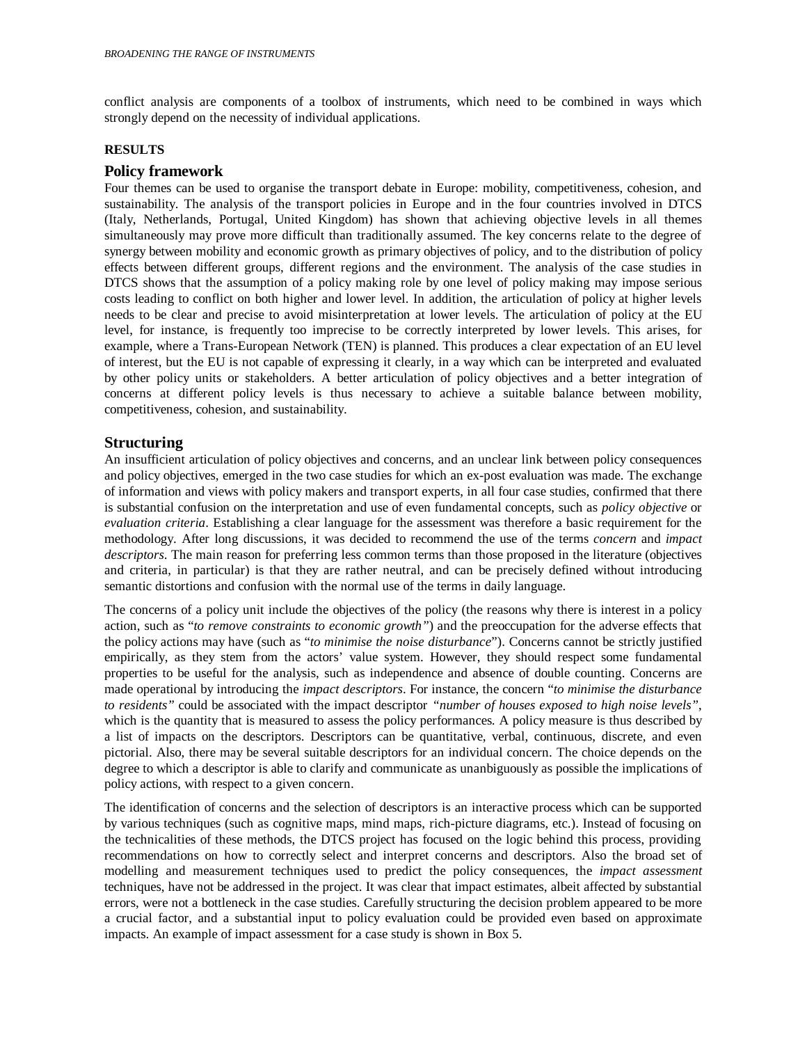conflict analysis are components of a toolbox of instruments, which need to be combined in ways which strongly depend on the necessity of individual applications.

**RESULTS**

## Policy framework

Four themes can be used to organise the transport debate in Europe: mobility, competitiveness, cohesion, and sustainability. The analysis of the transport policies in Europe and in the four countries involved in DTCS (Italy, Netherlands, Portugal, United Kingdom) has shown that achieving objective levels in all themes simultaneously may prove more difficult than traditionally assumed. The key concerns relate to the degree of synergy between mobility and economic growth as primary objectives of policy, and to the distribution of policy effects between different groups, different regions and the environment. The analysis of the case studies in DTCS shows that the assumption of a policy making role by one level of policy making may impose serious costs leading to conflict on both higher and lower level. In addition, the articulation of policy at higher levels needs to be clear and precise to avoid misinterpretation at lower levels. The articulation of policy at the EU level, for instance, is frequently too imprecise to be correctly interpreted by lower levels. This arises, for example, where a Trans-European Network (TEN) is planned. This produces a clear expectation of an EU level of interest, but the EU is not capable of expressing it clearly, in a way which can be interpreted and evaluated by other policy units or stakeholders. A better articulation of policy objectives and a better integration of concerns at different policy levels is thus necessary to achieve a suitable balance between mobility, competitiveness, cohesion, and sustainability.

## Structuring

An insufficient articulation of policy objectives and concerns, and an unclear link between policy consequences and policy objectives, emerged in the two case studies for which an ex-post evaluation was made. The exchange of information and views with policy makers and transport experts, in all four case studies, confirmed that there is substantial confusion on the interpretation and use of even fundamental concepts, such as *policy objective* or *evaluation criteria*. Establishing a clear language for the assessment was therefore a basic requirement for the methodology. After long discussions, it was decided to recommend the use of the terms *concern* and *impact descriptors*. The main reason for preferring less common terms than those proposed in the literature (objectives and criteria, in particular) is that they are rather neutral, and can be precisely defined without introducing semantic distortions and confusion with the normal use of the terms in daily language.

The concerns of a policy unit include the objectives of the policy (the reasons why there is interest in a policy action, such as "*to remove constraints to economic growth*") and the preoccupation for the adverse effects that the policy actions may have (such as "*to minimise the noise disturbance*"). Concerns cannot be strictly justified empirically, as they stem from the actors' value system. However, they should respect some fundamental properties to be useful for the analysis, such as independence and absence of double counting. Concerns are made operational by introducing the *impact descriptors*. For instance, the concern "*to minimise the disturbance to residents*" could be associated with the impact descriptor *"number of houses exposed to high noise levels"*, which is the quantity that is measured to assess the policy performances. A policy measure is thus described by a list of impacts on the descriptors. Descriptors can be quantitative, verbal, continuous, discrete, and even pictorial. Also, there may be several suitable descriptors for an individual concern. The choice depends on the degree to which a descriptor is able to clarify and communicate as unambiguously as possible the implications of policy actions, with respect to a given concern.

The identification of concerns and the selection of descriptors is an interactive process which can be supported by various techniques (such as cognitive maps, mind maps, rich-picture diagrams, etc.). Instead of focusing on the technicalities of these methods, the DTCS project has focused on the logic behind this process, providing recommendations on how to correctly select and interpret concerns and descriptors. Also the broad set of modelling and measurement techniques used to predict the policy consequences, the *impact assessment* techniques, have not be addressed in the project. It was clear that impact estimates, albeit affected by substantial errors, were not a bottleneck in the case studies. Carefully structuring the decision problem appeared to be more a crucial factor, and a substantial input to policy evaluation could be provided even based on approximate impacts. An example of impact assessment for a case study is shown in Box 5.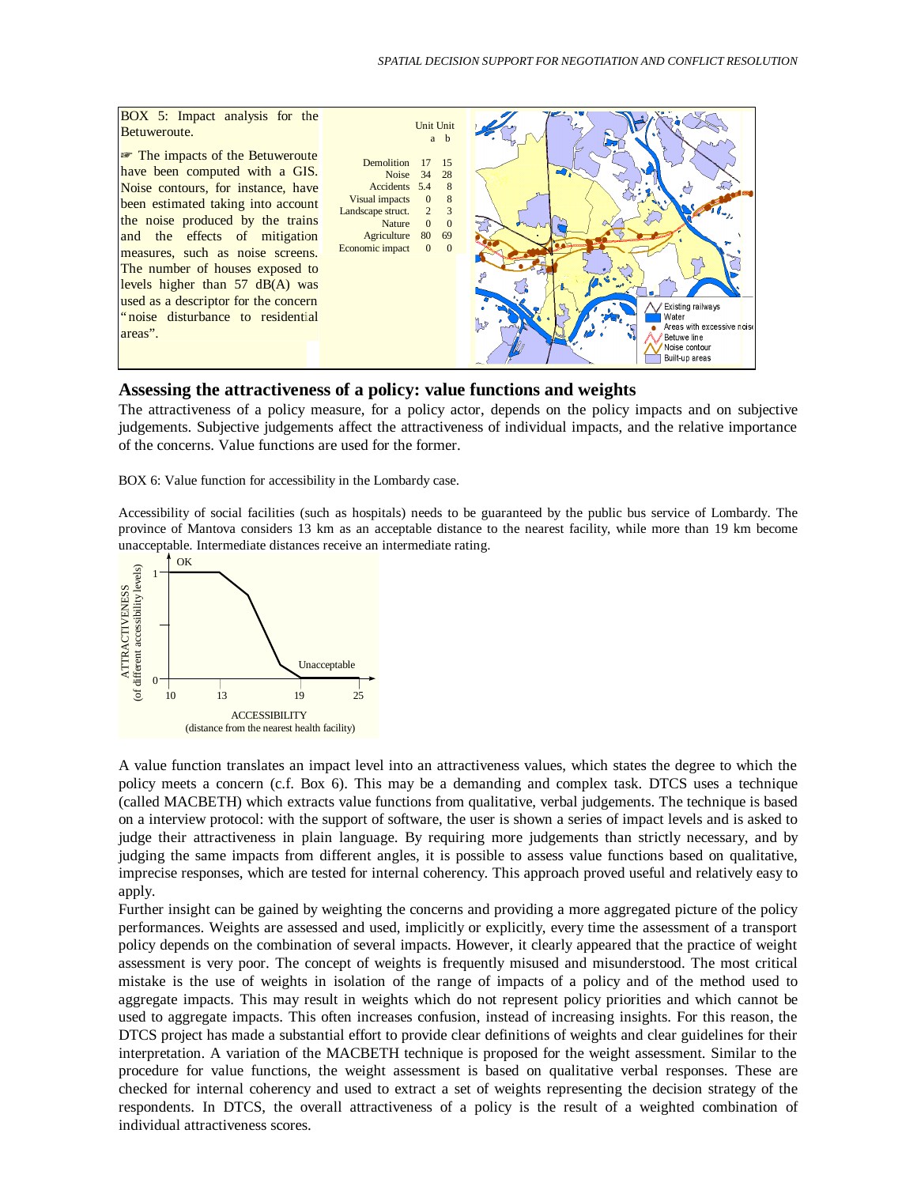BOX 5: Impact analysis for the Betuweroute.

☞ The impacts of the Betuweroute have been computed with a GIS. Noise contours, for instance, have been estimated taking into account the noise produced by the trains and the effects of mitigation measures, such as noise screens. The number of houses exposed to levels higher than 57 dB(A) was used as a descriptor for the concern "noise disturbance to residential areas".

| | Unit a | Unit b |
|---|---|---|
| Demolition | 17 | 15 |
| Noise | 34 | 28 |
| Accidents | 5.4 | 8 |
| Visual impacts | 0 | 8 |
| Landscape struct. | 2 | 3 |
| Nature | 0 | 0 |
| Agriculture | 80 | 69 |
| Economic impact | 0 | 0 |

## Assessing the attractiveness of a policy: value functions and weights

The attractiveness of a policy measure, for a policy actor, depends on the policy impacts and on subjective judgements. Subjective judgements affect the attractiveness of individual impacts, and the relative importance of the concerns. Value functions are used for the former.

BOX 6: Value function for accessibility in the Lombardy case.

Accessibility of social facilities (such as hospitals) needs to be guaranteed by the public bus service of Lombardy. The province of Mantova considers 13 km as an acceptable distance to the nearest facility, while more than 19 km become unacceptable. Intermediate distances receive an intermediate rating.

A value function translates an impact level into an attractiveness values, which states the degree to which the policy meets a concern (c.f. Box 6). This may be a demanding and complex task. DTCS uses a technique (called MACBETH) which extracts value functions from qualitative, verbal judgements. The technique is based on a interview protocol: with the support of software, the user is shown a series of impact levels and is asked to judge their attractiveness in plain language. By requiring more judgements than strictly necessary, and by judging the same impacts from different angles, it is possible to assess value functions based on qualitative, imprecise responses, which are tested for internal coherency. This approach proved useful and relatively easy to apply.

Further insight can be gained by weighting the concerns and providing a more aggregated picture of the policy performances. Weights are assessed and used, implicitly or explicitly, every time the assessment of a transport policy depends on the combination of several impacts. However, it clearly appeared that the practice of weight assessment is very poor. The concept of weights is frequently misused and misunderstood. The most critical mistake is the use of weights in isolation of the range of impacts of a policy and of the method used to aggregate impacts. This may result in weights which do not represent policy priorities and which cannot be used to aggregate impacts. This often increases confusion, instead of increasing insights. For this reason, the DTCS project has made a substantial effort to provide clear definitions of weights and clear guidelines for their interpretation. A variation of the MACBETH technique is proposed for the weight assessment. Similar to the procedure for value functions, the weight assessment is based on qualitative verbal responses. These are checked for internal coherency and used to extract a set of weights representing the decision strategy of the respondents. In DTCS, the overall attractiveness of a policy is the result of a weighted combination of individual attractiveness scores.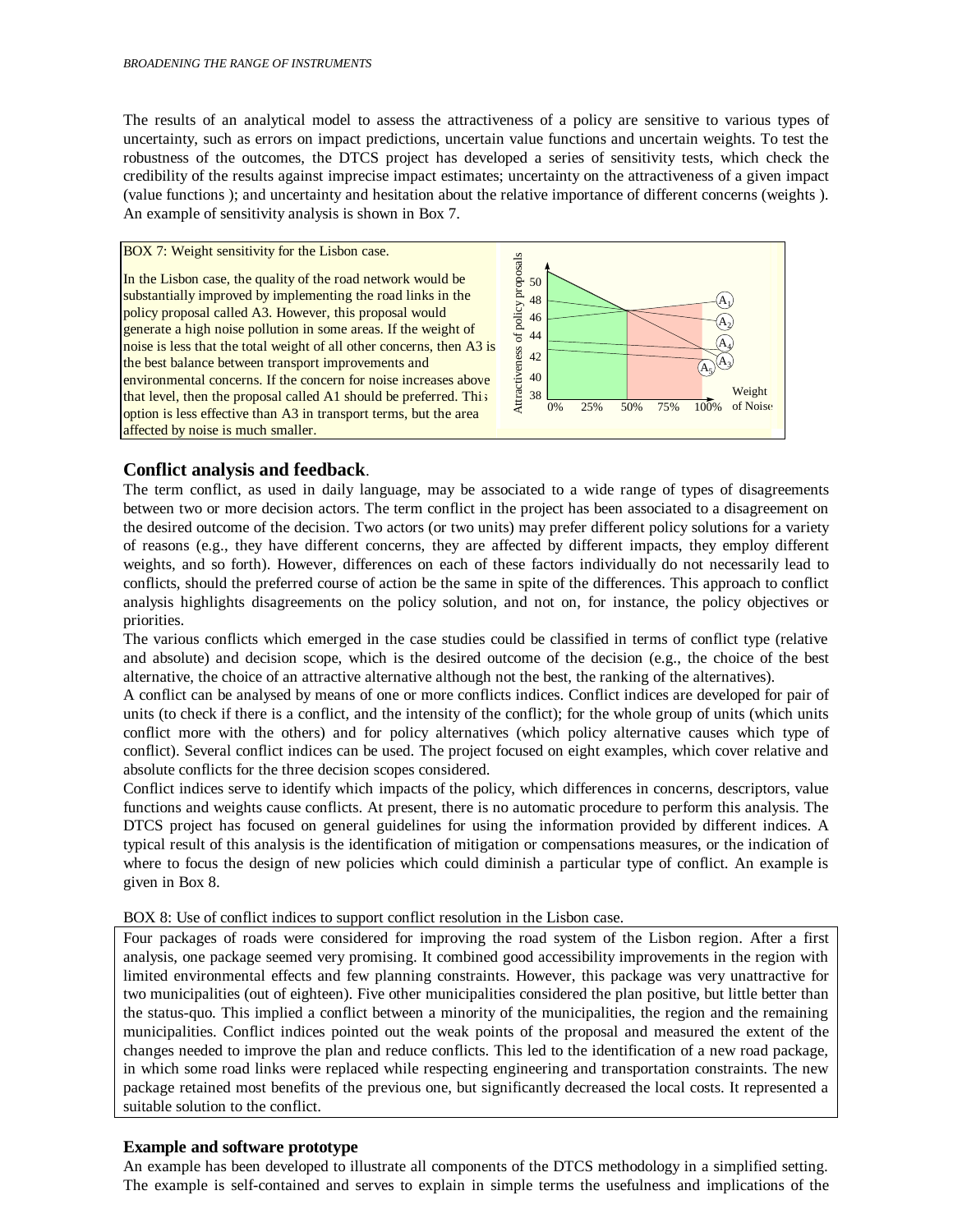The results of an analytical model to assess the attractiveness of a policy are sensitive to various types of uncertainty, such as errors on impact predictions, uncertain value functions and uncertain weights. To test the robustness of the outcomes, the DTCS project has developed a series of sensitivity tests, which check the credibility of the results against imprecise impact estimates; uncertainty on the attractiveness of a given impact (value functions ); and uncertainty and hesitation about the relative importance of different concerns (weights ). An example of sensitivity analysis is shown in Box 7.

BOX 7: Weight sensitivity for the Lisbon case.

In the Lisbon case, the quality of the road network would be substantially improved by implementing the road links in the policy proposal called A3. However, this proposal would generate a high noise pollution in some areas. If the weight of noise is less that the total weight of all other concerns, then A3 is the best balance between transport improvements and environmental concerns. If the concern for noise increases above that level, then the proposal called A1 should be preferred. This option is less effective than A3 in transport terms, but the area affected by noise is much smaller.

## Conflict analysis and feedback.

The term conflict, as used in daily language, may be associated to a wide range of types of disagreements between two or more decision actors. The term conflict in the project has been associated to a disagreement on the desired outcome of the decision. Two actors (or two units) may prefer different policy solutions for a variety of reasons (e.g., they have different concerns, they are affected by different impacts, they employ different weights, and so forth). However, differences on each of these factors individually do not necessarily lead to conflicts, should the preferred course of action be the same in spite of the differences. This approach to conflict analysis highlights disagreements on the policy solution, and not on, for instance, the policy objectives or priorities.

The various conflicts which emerged in the case studies could be classified in terms of conflict type (relative and absolute) and decision scope, which is the desired outcome of the decision (e.g., the choice of the best alternative, the choice of an attractive alternative although not the best, the ranking of the alternatives).

A conflict can be analysed by means of one or more conflicts indices. Conflict indices are developed for pair of units (to check if there is a conflict, and the intensity of the conflict); for the whole group of units (which units conflict more with the others) and for policy alternatives (which policy alternative causes which type of conflict). Several conflict indices can be used. The project focused on eight examples, which cover relative and absolute conflicts for the three decision scopes considered.

Conflict indices serve to identify which impacts of the policy, which differences in concerns, descriptors, value functions and weights cause conflicts. At present, there is no automatic procedure to perform this analysis. The DTCS project has focused on general guidelines for using the information provided by different indices. A typical result of this analysis is the identification of mitigation or compensations measures, or the indication of where to focus the design of new policies which could diminish a particular type of conflict. An example is given in Box 8.

BOX 8: Use of conflict indices to support conflict resolution in the Lisbon case.

Four packages of roads were considered for improving the road system of the Lisbon region. After a first analysis, one package seemed very promising. It combined good accessibility improvements in the region with limited environmental effects and few planning constraints. However, this package was very unattractive for two municipalities (out of eighteen). Five other municipalities considered the plan positive, but little better than the status-quo. This implied a conflict between a minority of the municipalities, the region and the remaining municipalities. Conflict indices pointed out the weak points of the proposal and measured the extent of the changes needed to improve the plan and reduce conflicts. This led to the identification of a new road package, in which some road links were replaced while respecting engineering and transportation constraints. The new package retained most benefits of the previous one, but significantly decreased the local costs. It represented a suitable solution to the conflict.

## Example and software prototype

An example has been developed to illustrate all components of the DTCS methodology in a simplified setting. The example is self-contained and serves to explain in simple terms the usefulness and implications of the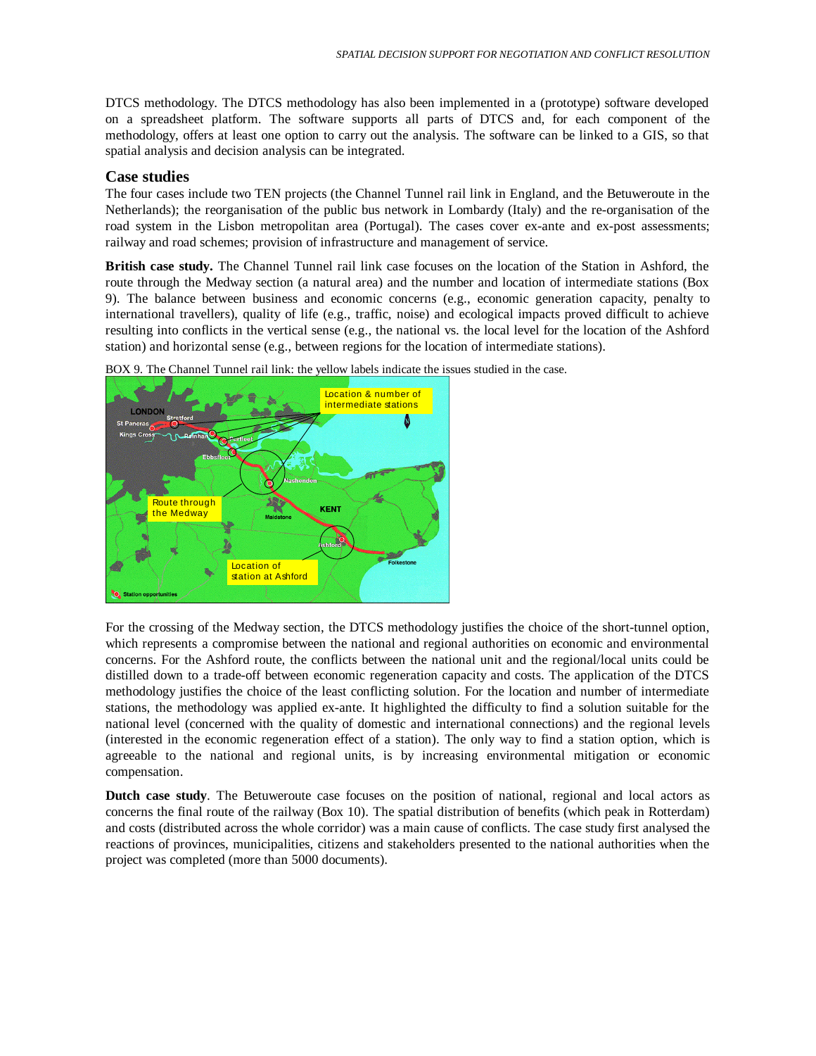DTCS methodology. The DTCS methodology has also been implemented in a (prototype) software developed on a spreadsheet platform. The software supports all parts of DTCS and, for each component of the methodology, offers at least one option to carry out the analysis. The software can be linked to a GIS, so that spatial analysis and decision analysis can be integrated.

## Case studies

The four cases include two TEN projects (the Channel Tunnel rail link in England, and the Betuweroute in the Netherlands); the reorganisation of the public bus network in Lombardy (Italy) and the re-organisation of the road system in the Lisbon metropolitan area (Portugal). The cases cover ex-ante and ex-post assessments; railway and road schemes; provision of infrastructure and management of service.

**British case study.** The Channel Tunnel rail link case focuses on the location of the Station in Ashford, the route through the Medway section (a natural area) and the number and location of intermediate stations (Box 9). The balance between business and economic concerns (e.g., economic generation capacity, penalty to international travellers), quality of life (e.g., traffic, noise) and ecological impacts proved difficult to achieve resulting into conflicts in the vertical sense (e.g., the national vs. the local level for the location of the Ashford station) and horizontal sense (e.g., between regions for the location of intermediate stations).

BOX 9. The Channel Tunnel rail link: the yellow labels indicate the issues studied in the case.

For the crossing of the Medway section, the DTCS methodology justifies the choice of the short-tunnel option, which represents a compromise between the national and regional authorities on economic and environmental concerns. For the Ashford route, the conflicts between the national unit and the regional/local units could be distilled down to a trade-off between economic regeneration capacity and costs. The application of the DTCS methodology justifies the choice of the least conflicting solution. For the location and number of intermediate stations, the methodology was applied ex-ante. It highlighted the difficulty to find a solution suitable for the national level (concerned with the quality of domestic and international connections) and the regional levels (interested in the economic regeneration effect of a station). The only way to find a station option, which is agreeable to the national and regional units, is by increasing environmental mitigation or economic compensation.

**Dutch case study**. The Betuweroute case focuses on the position of national, regional and local actors as concerns the final route of the railway (Box 10). The spatial distribution of benefits (which peak in Rotterdam) and costs (distributed across the whole corridor) was a main cause of conflicts. The case study first analysed the reactions of provinces, municipalities, citizens and stakeholders presented to the national authorities when the project was completed (more than 5000 documents).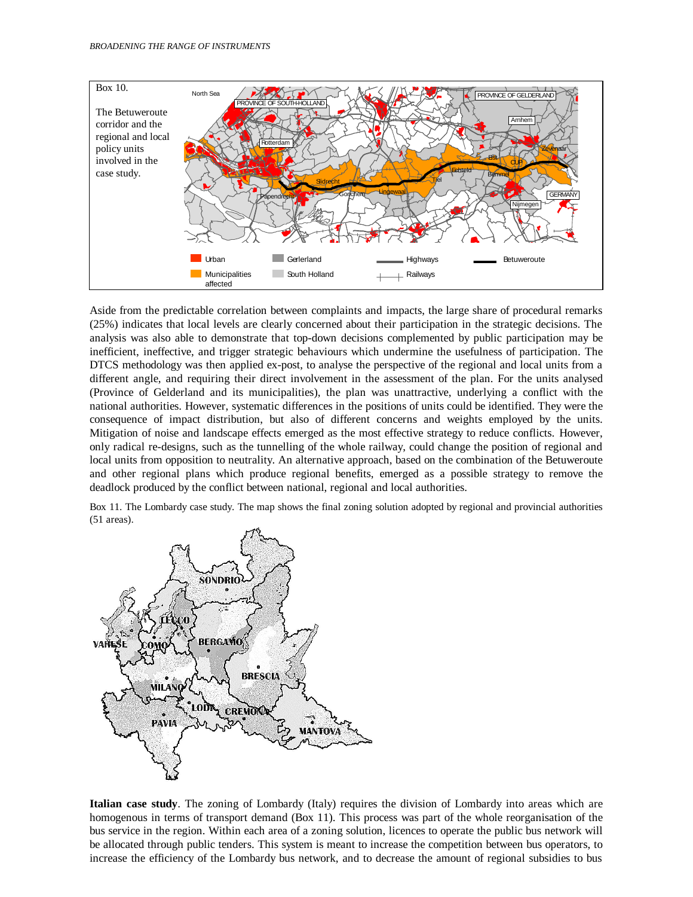Box 10.

The Betuweroute corridor and the regional and local policy units involved in the case study.

Aside from the predictable correlation between complaints and impacts, the large share of procedural remarks (25%) indicates that local levels are clearly concerned about their participation in the strategic decisions. The analysis was also able to demonstrate that top-down decisions complemented by public participation may be inefficient, ineffective, and trigger strategic behaviours which undermine the usefulness of participation. The DTCS methodology was then applied ex-post, to analyse the perspective of the regional and local units from a different angle, and requiring their direct involvement in the assessment of the plan. For the units analysed (Province of Gelderland and its municipalities), the plan was unattractive, underlying a conflict with the national authorities. However, systematic differences in the positions of units could be identified. They were the consequence of impact distribution, but also of different concerns and weights employed by the units. Mitigation of noise and landscape effects emerged as the most effective strategy to reduce conflicts. However, only radical re-designs, such as the tunnelling of the whole railway, could change the position of regional and local units from opposition to neutrality. An alternative approach, based on the combination of the Betuweroute and other regional plans which produce regional benefits, emerged as a possible strategy to remove the deadlock produced by the conflict between national, regional and local authorities.

Box 11. The Lombardy case study. The map shows the final zoning solution adopted by regional and provincial authorities (51 areas).

**Italian case study**. The zoning of Lombardy (Italy) requires the division of Lombardy into areas which are homogenous in terms of transport demand (Box 11). This process was part of the whole reorganisation of the bus service in the region. Within each area of a zoning solution, licences to operate the public bus network will be allocated through public tenders. This system is meant to increase the competition between bus operators, to increase the efficiency of the Lombardy bus network, and to decrease the amount of regional subsidies to bus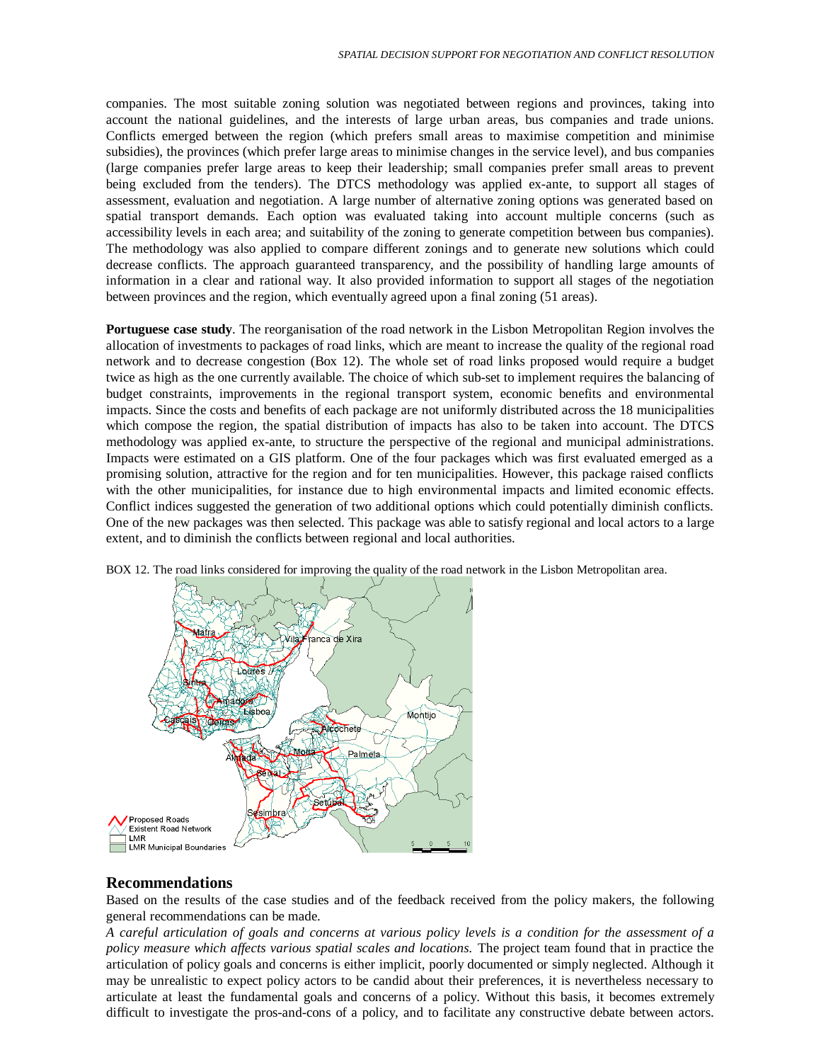companies. The most suitable zoning solution was negotiated between regions and provinces, taking into account the national guidelines, and the interests of large urban areas, bus companies and trade unions. Conflicts emerged between the region (which prefers small areas to maximise competition and minimise subsidies), the provinces (which prefer large areas to minimise changes in the service level), and bus companies (large companies prefer large areas to keep their leadership; small companies prefer small areas to prevent being excluded from the tenders). The DTCS methodology was applied ex-ante, to support all stages of assessment, evaluation and negotiation. A large number of alternative zoning options was generated based on spatial transport demands. Each option was evaluated taking into account multiple concerns (such as accessibility levels in each area; and suitability of the zoning to generate competition between bus companies). The methodology was also applied to compare different zonings and to generate new solutions which could decrease conflicts. The approach guaranteed transparency, and the possibility of handling large amounts of information in a clear and rational way. It also provided information to support all stages of the negotiation between provinces and the region, which eventually agreed upon a final zoning (51 areas).

**Portuguese case study**. The reorganisation of the road network in the Lisbon Metropolitan Region involves the allocation of investments to packages of road links, which are meant to increase the quality of the regional road network and to decrease congestion (Box 12). The whole set of road links proposed would require a budget twice as high as the one currently available. The choice of which sub-set to implement requires the balancing of budget constraints, improvements in the regional transport system, economic benefits and environmental impacts. Since the costs and benefits of each package are not uniformly distributed across the 18 municipalities which compose the region, the spatial distribution of impacts has also to be taken into account. The DTCS methodology was applied ex-ante, to structure the perspective of the regional and municipal administrations. Impacts were estimated on a GIS platform. One of the four packages which was first evaluated emerged as a promising solution, attractive for the region and for ten municipalities. However, this package raised conflicts with the other municipalities, for instance due to high environmental impacts and limited economic effects. Conflict indices suggested the generation of two additional options which could potentially diminish conflicts. One of the new packages was then selected. This package was able to satisfy regional and local actors to a large extent, and to diminish the conflicts between regional and local authorities.

BOX 12. The road links considered for improving the quality of the road network in the Lisbon Metropolitan area.

## Recommendations

Based on the results of the case studies and of the feedback received from the policy makers, the following general recommendations can be made.

*A careful articulation of goals and concerns at various policy levels is a condition for the assessment of a policy measure which affects various spatial scales and locations.* The project team found that in practice the articulation of policy goals and concerns is either implicit, poorly documented or simply neglected. Although it may be unrealistic to expect policy actors to be candid about their preferences, it is nevertheless necessary to articulate at least the fundamental goals and concerns of a policy. Without this basis, it becomes extremely difficult to investigate the pros-and-cons of a policy, and to facilitate any constructive debate between actors.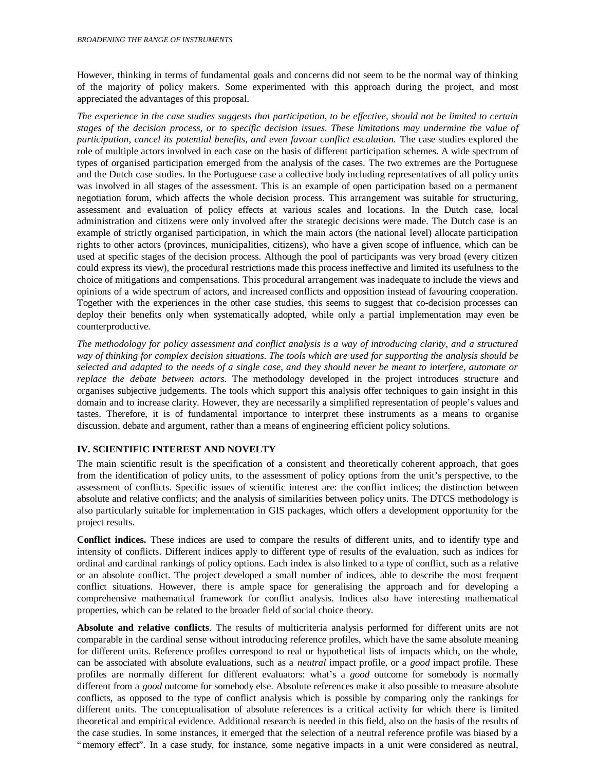However, thinking in terms of fundamental goals and concerns did not seem to be the normal way of thinking of the majority of policy makers. Some experimented with this approach during the project, and most appreciated the advantages of this proposal.

*The experience in the case studies suggests that participation, to be effective, should not be limited to certain stages of the decision process, or to specific decision issues. These limitations may undermine the value of participation, cancel its potential benefits, and even favour conflict escalation.* The case studies explored the role of multiple actors involved in each case on the basis of different participation schemes. A wide spectrum of types of organised participation emerged from the analysis of the cases. The two extremes are the Portuguese and the Dutch case studies. In the Portuguese case a collective body including representatives of all policy units was involved in all stages of the assessment. This is an example of open participation based on a permanent negotiation forum, which affects the whole decision process. This arrangement was suitable for structuring, assessment and evaluation of policy effects at various scales and locations. In the Dutch case, local administration and citizens were only involved after the strategic decisions were made. The Dutch case is an example of strictly organised participation, in which the main actors (the national level) allocate participation rights to other actors (provinces, municipalities, citizens), who have a given scope of influence, which can be used at specific stages of the decision process. Although the pool of participants was very broad (every citizen could express its view), the procedural restrictions made this process ineffective and limited its usefulness to the choice of mitigations and compensations. This procedural arrangement was inadequate to include the views and opinions of a wide spectrum of actors, and increased conflicts and opposition instead of favouring cooperation. Together with the experiences in the other case studies, this seems to suggest that co-decision processes can deploy their benefits only when systematically adopted, while only a partial implementation may even be counterproductive.

*The methodology for policy assessment and conflict analysis is a way of introducing clarity, and a structured way of thinking for complex decision situations. The tools which are used for supporting the analysis should be selected and adapted to the needs of a single case, and they should never be meant to interfere, automate or replace the debate between actors.* The methodology developed in the project introduces structure and organises subjective judgements. The tools which support this analysis offer techniques to gain insight in this domain and to increase clarity. However, they are necessarily a simplified representation of people's values and tastes. Therefore, it is of fundamental importance to interpret these instruments as a means to organise discussion, debate and argument, rather than a means of engineering efficient policy solutions.

## IV. SCIENTIFIC INTEREST AND NOVELTY

The main scientific result is the specification of a consistent and theoretically coherent approach, that goes from the identification of policy units, to the assessment of policy options from the unit's perspective, to the assessment of conflicts. Specific issues of scientific interest are: the conflict indices; the distinction between absolute and relative conflicts; and the analysis of similarities between policy units. The DTCS methodology is also particularly suitable for implementation in GIS packages, which offers a development opportunity for the project results.

**Conflict indices.** These indices are used to compare the results of different units, and to identify type and intensity of conflicts. Different indices apply to different type of results of the evaluation, such as indices for ordinal and cardinal rankings of policy options. Each index is also linked to a type of conflict, such as a relative or an absolute conflict. The project developed a small number of indices, able to describe the most frequent conflict situations. However, there is ample space for generalising the approach and for developing a comprehensive mathematical framework for conflict analysis. Indices also have interesting mathematical properties, which can be related to the broader field of social choice theory.

**Absolute and relative conflicts**. The results of multicriteria analysis performed for different units are not comparable in the cardinal sense without introducing reference profiles, which have the same absolute meaning for different units. Reference profiles correspond to real or hypothetical lists of impacts which, on the whole, can be associated with absolute evaluations, such as a *neutral* impact profile, or a *good* impact profile. These profiles are normally different for different evaluators: what's a *good* outcome for somebody is normally different from a *good* outcome for somebody else. Absolute references make it also possible to measure absolute conflicts, as opposed to the type of conflict analysis which is possible by comparing only the rankings for different units. The conceptualisation of absolute references is a critical activity for which there is limited theoretical and empirical evidence. Additional research is needed in this field, also on the basis of the results of the case studies. In some instances, it emerged that the selection of a neutral reference profile was biased by a "memory effect". In a case study, for instance, some negative impacts in a unit were considered as neutral,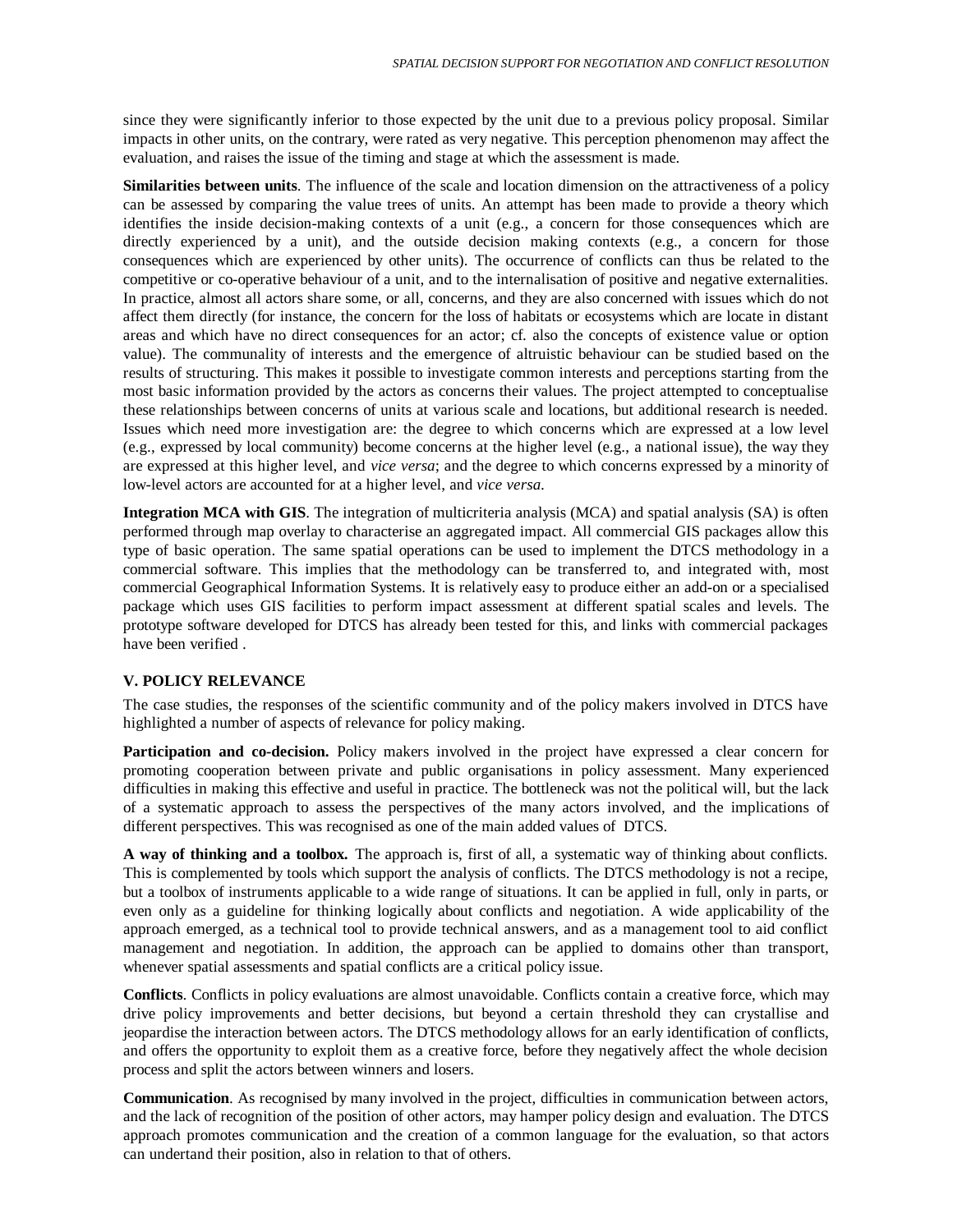since they were significantly inferior to those expected by the unit due to a previous policy proposal. Similar impacts in other units, on the contrary, were rated as very negative. This perception phenomenon may affect the evaluation, and raises the issue of the timing and stage at which the assessment is made.

**Similarities between units**. The influence of the scale and location dimension on the attractiveness of a policy can be assessed by comparing the value trees of units. An attempt has been made to provide a theory which identifies the inside decision-making contexts of a unit (e.g., a concern for those consequences which are directly experienced by a unit), and the outside decision making contexts (e.g., a concern for those consequences which are experienced by other units). The occurrence of conflicts can thus be related to the competitive or co-operative behaviour of a unit, and to the internalisation of positive and negative externalities. In practice, almost all actors share some, or all, concerns, and they are also concerned with issues which do not affect them directly (for instance, the concern for the loss of habitats or ecosystems which are locate in distant areas and which have no direct consequences for an actor; cf. also the concepts of existence value or option value). The communality of interests and the emergence of altruistic behaviour can be studied based on the results of structuring. This makes it possible to investigate common interests and perceptions starting from the most basic information provided by the actors as concerns their values. The project attempted to conceptualise these relationships between concerns of units at various scale and locations, but additional research is needed. Issues which need more investigation are: the degree to which concerns which are expressed at a low level (e.g., expressed by local community) become concerns at the higher level (e.g., a national issue), the way they are expressed at this higher level, and *vice versa*; and the degree to which concerns expressed by a minority of low-level actors are accounted for at a higher level, and *vice versa*.

**Integration MCA with GIS**. The integration of multicriteria analysis (MCA) and spatial analysis (SA) is often performed through map overlay to characterise an aggregated impact. All commercial GIS packages allow this type of basic operation. The same spatial operations can be used to implement the DTCS methodology in a commercial software. This implies that the methodology can be transferred to, and integrated with, most commercial Geographical Information Systems. It is relatively easy to produce either an add-on or a specialised package which uses GIS facilities to perform impact assessment at different spatial scales and levels. The prototype software developed for DTCS has already been tested for this, and links with commercial packages have been verified .

## V. POLICY RELEVANCE

The case studies, the responses of the scientific community and of the policy makers involved in DTCS have highlighted a number of aspects of relevance for policy making.

**Participation and co-decision.** Policy makers involved in the project have expressed a clear concern for promoting cooperation between private and public organisations in policy assessment. Many experienced difficulties in making this effective and useful in practice. The bottleneck was not the political will, but the lack of a systematic approach to assess the perspectives of the many actors involved, and the implications of different perspectives. This was recognised as one of the main added values of DTCS.

**A way of thinking and a toolbox.** The approach is, first of all, a systematic way of thinking about conflicts. This is complemented by tools which support the analysis of conflicts. The DTCS methodology is not a recipe, but a toolbox of instruments applicable to a wide range of situations. It can be applied in full, only in parts, or even only as a guideline for thinking logically about conflicts and negotiation. A wide applicability of the approach emerged, as a technical tool to provide technical answers, and as a management tool to aid conflict management and negotiation. In addition, the approach can be applied to domains other than transport, whenever spatial assessments and spatial conflicts are a critical policy issue.

**Conflicts**. Conflicts in policy evaluations are almost unavoidable. Conflicts contain a creative force, which may drive policy improvements and better decisions, but beyond a certain threshold they can crystallise and jeopardise the interaction between actors. The DTCS methodology allows for an early identification of conflicts, and offers the opportunity to exploit them as a creative force, before they negatively affect the whole decision process and split the actors between winners and losers.

**Communication**. As recognised by many involved in the project, difficulties in communication between actors, and the lack of recognition of the position of other actors, may hamper policy design and evaluation. The DTCS approach promotes communication and the creation of a common language for the evaluation, so that actors can undertand their position, also in relation to that of others.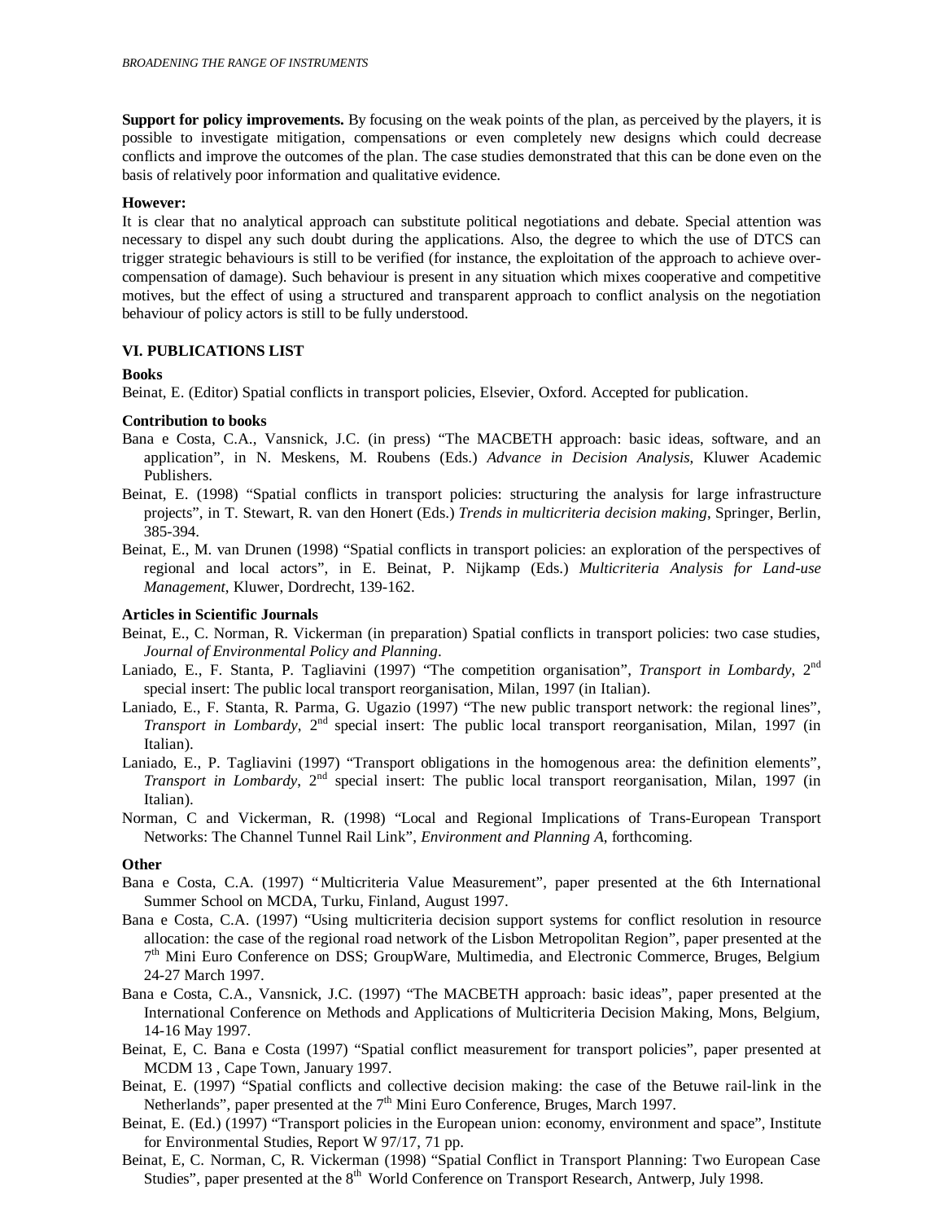**Support for policy improvements.** By focusing on the weak points of the plan, as perceived by the players, it is possible to investigate mitigation, compensations or even completely new designs which could decrease conflicts and improve the outcomes of the plan. The case studies demonstrated that this can be done even on the basis of relatively poor information and qualitative evidence.

**However:**

It is clear that no analytical approach can substitute political negotiations and debate. Special attention was necessary to dispel any such doubt during the applications. Also, the degree to which the use of DTCS can trigger strategic behaviours is still to be verified (for instance, the exploitation of the approach to achieve over-compensation of damage). Such behaviour is present in any situation which mixes cooperative and competitive motives, but the effect of using a structured and transparent approach to conflict analysis on the negotiation behaviour of policy actors is still to be fully understood.

## VI. PUBLICATIONS LIST

### Books

Beinat, E. (Editor) Spatial conflicts in transport policies, Elsevier, Oxford. Accepted for publication.

### Contribution to books

Bana e Costa, C.A., Vansnick, J.C. (in press) "The MACBETH approach: basic ideas, software, and an application", in N. Meskens, M. Roubens (Eds.) *Advance in Decision Analysis*, Kluwer Academic Publishers.

Beinat, E. (1998) "Spatial conflicts in transport policies: structuring the analysis for large infrastructure projects", in T. Stewart, R. van den Honert (Eds.) *Trends in multicriteria decision making*, Springer, Berlin, 385-394.

Beinat, E., M. van Drunen (1998) "Spatial conflicts in transport policies: an exploration of the perspectives of regional and local actors", in E. Beinat, P. Nijkamp (Eds.) *Multicriteria Analysis for Land-use Management*, Kluwer, Dordrecht, 139-162.

### Articles in Scientific Journals

Beinat, E., C. Norman, R. Vickerman (in preparation) Spatial conflicts in transport policies: two case studies, *Journal of Environmental Policy and Planning*.

Laniado, E., F. Stanta, P. Tagliavini (1997) "The competition organisation", *Transport in Lombardy*, 2nd special insert: The public local transport reorganisation, Milan, 1997 (in Italian).

Laniado, E., F. Stanta, R. Parma, G. Ugazio (1997) "The new public transport network: the regional lines", *Transport in Lombardy*, 2nd special insert: The public local transport reorganisation, Milan, 1997 (in Italian).

Laniado, E., P. Tagliavini (1997) "Transport obligations in the homogenous area: the definition elements", *Transport in Lombardy*, 2nd special insert: The public local transport reorganisation, Milan, 1997 (in Italian).

Norman, C and Vickerman, R. (1998) "Local and Regional Implications of Trans-European Transport Networks: The Channel Tunnel Rail Link", *Environment and Planning A*, forthcoming.

### Other

Bana e Costa, C.A. (1997) "Multicriteria Value Measurement", paper presented at the 6th International Summer School on MCDA, Turku, Finland, August 1997.

Bana e Costa, C.A. (1997) "Using multicriteria decision support systems for conflict resolution in resource allocation: the case of the regional road network of the Lisbon Metropolitan Region", paper presented at the 7th Mini Euro Conference on DSS; GroupWare, Multimedia, and Electronic Commerce, Bruges, Belgium 24-27 March 1997.

Bana e Costa, C.A., Vansnick, J.C. (1997) "The MACBETH approach: basic ideas", paper presented at the International Conference on Methods and Applications of Multicriteria Decision Making, Mons, Belgium, 14-16 May 1997.

Beinat, E, C. Bana e Costa (1997) "Spatial conflict measurement for transport policies", paper presented at MCDM 13 , Cape Town, January 1997.

Beinat, E. (1997) "Spatial conflicts and collective decision making: the case of the Betuwe rail-link in the Netherlands", paper presented at the 7th Mini Euro Conference, Bruges, March 1997.

Beinat, E. (Ed.) (1997) "Transport policies in the European union: economy, environment and space", Institute for Environmental Studies, Report W 97/17, 71 pp.

Beinat, E, C. Norman, C, R. Vickerman (1998) "Spatial Conflict in Transport Planning: Two European Case Studies", paper presented at the 8th World Conference on Transport Research, Antwerp, July 1998.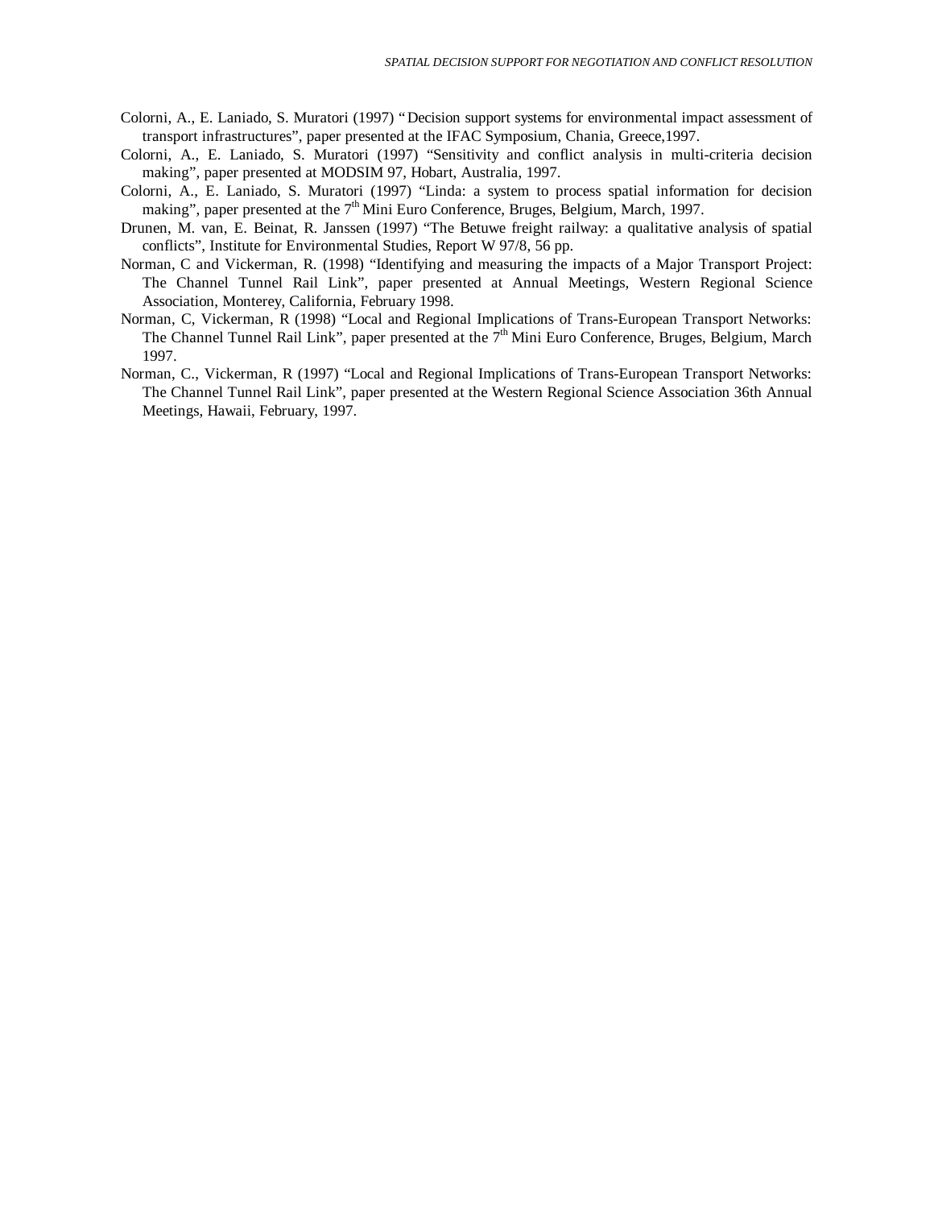Colorni, A., E. Laniado, S. Muratori (1997) "Decision support systems for environmental impact assessment of transport infrastructures", paper presented at the IFAC Symposium, Chania, Greece,1997.

Colorni, A., E. Laniado, S. Muratori (1997) "Sensitivity and conflict analysis in multi-criteria decision making", paper presented at MODSIM 97, Hobart, Australia, 1997.

Colorni, A., E. Laniado, S. Muratori (1997) "Linda: a system to process spatial information for decision making", paper presented at the 7th Mini Euro Conference, Bruges, Belgium, March, 1997.

Drunen, M. van, E. Beinat, R. Janssen (1997) "The Betuwe freight railway: a qualitative analysis of spatial conflicts", Institute for Environmental Studies, Report W 97/8, 56 pp.

Norman, C and Vickerman, R. (1998) "Identifying and measuring the impacts of a Major Transport Project: The Channel Tunnel Rail Link", paper presented at Annual Meetings, Western Regional Science Association, Monterey, California, February 1998.

Norman, C, Vickerman, R (1998) "Local and Regional Implications of Trans-European Transport Networks: The Channel Tunnel Rail Link", paper presented at the 7th Mini Euro Conference, Bruges, Belgium, March 1997.

Norman, C., Vickerman, R (1997) "Local and Regional Implications of Trans-European Transport Networks: The Channel Tunnel Rail Link", paper presented at the Western Regional Science Association 36th Annual Meetings, Hawaii, February, 1997.